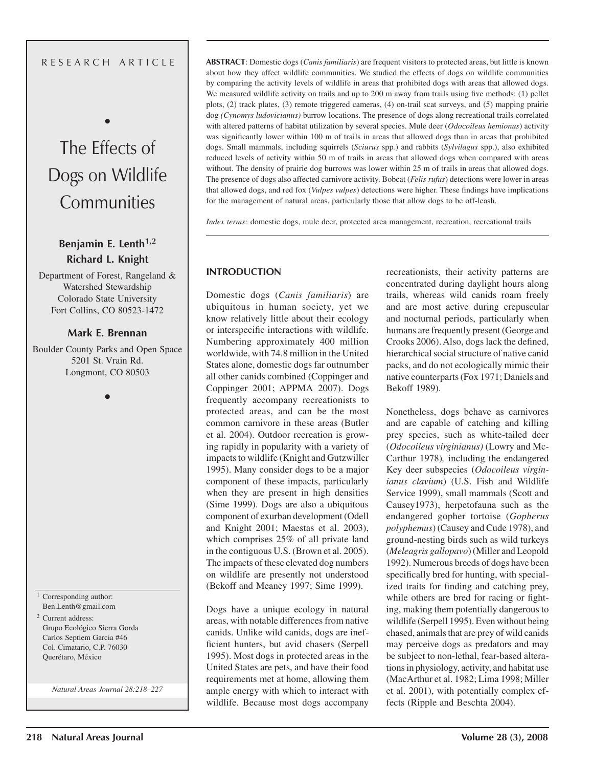RESEARCH ARTICLE

# The Effects of Dogs on Wildlife Communities

**Benjamin E. Lenth[1,2]**
**Richard L. Knight**

Department of Forest, Rangeland & Watershed Stewardship
Colorado State University
Fort Collins, CO 80523-1472

**Mark E. Brennan**

Boulder County Parks and Open Space
5201 St. Vrain Rd.
Longmont, CO 80503

[1] Corresponding author: Ben.Lenth@gmail.com

[2] Current address: Grupo Ecológico Sierra Gorda, Carlos Septiem Garcia #46, Col. Cimatario, C.P. 76030, Querétaro, México

*Natural Areas Journal 28:218–227*

**ABSTRACT**: Domestic dogs (*Canis familiaris*) are frequent visitors to protected areas, but little is known about how they affect wildlife communities. We studied the effects of dogs on wildlife communities by comparing the activity levels of wildlife in areas that prohibited dogs with areas that allowed dogs. We measured wildlife activity on trails and up to 200 m away from trails using five methods: (1) pellet plots, (2) track plates, (3) remote triggered cameras, (4) on-trail scat surveys, and (5) mapping prairie dog *(Cynomys ludovicianus)* burrow locations. The presence of dogs along recreational trails correlated with altered patterns of habitat utilization by several species. Mule deer (*Odocoileus hemionus*) activity was significantly lower within 100 m of trails in areas that allowed dogs than in areas that prohibited dogs. Small mammals, including squirrels (*Sciurus* spp.) and rabbits (*Sylvilagus* spp.), also exhibited reduced levels of activity within 50 m of trails in areas that allowed dogs when compared with areas without. The density of prairie dog burrows was lower within 25 m of trails in areas that allowed dogs. The presence of dogs also affected carnivore activity. Bobcat (*Felis rufus*) detections were lower in areas that allowed dogs, and red fox (*Vulpes vulpes*) detections were higher. These findings have implications for the management of natural areas, particularly those that allow dogs to be off-leash.

*Index terms:* domestic dogs, mule deer, protected area management, recreation, recreational trails

## INTRODUCTION

Domestic dogs (*Canis familiaris*) are ubiquitous in human society, yet we know relatively little about their ecology or interspecific interactions with wildlife. Numbering approximately 400 million worldwide, with 74.8 million in the United States alone, domestic dogs far outnumber all other canids combined (Coppinger and Coppinger 2001; APPMA 2007). Dogs frequently accompany recreationists to protected areas, and can be the most common carnivore in these areas (Butler et al. 2004). Outdoor recreation is growing rapidly in popularity with a variety of impacts to wildlife (Knight and Gutzwiller 1995). Many consider dogs to be a major component of these impacts, particularly when they are present in high densities (Sime 1999). Dogs are also a ubiquitous component of exurban development (Odell and Knight 2001; Maestas et al. 2003), which comprises 25% of all private land in the contiguous U.S. (Brown et al. 2005). The impacts of these elevated dog numbers on wildlife are presently not understood (Bekoff and Meaney 1997; Sime 1999).

Dogs have a unique ecology in natural areas, with notable differences from native canids. Unlike wild canids, dogs are inefficient hunters, but avid chasers (Serpell 1995). Most dogs in protected areas in the United States are pets, and have their food requirements met at home, allowing them ample energy with which to interact with wildlife. Because most dogs accompany recreationists, their activity patterns are concentrated during daylight hours along trails, whereas wild canids roam freely and are most active during crepuscular and nocturnal periods, particularly when humans are frequently present (George and Crooks 2006). Also, dogs lack the defined, hierarchical social structure of native canid packs, and do not ecologically mimic their native counterparts (Fox 1971; Daniels and Bekoff 1989).

Nonetheless, dogs behave as carnivores and are capable of catching and killing prey species, such as white-tailed deer (*Odocoileus virginianus)* (Lowry and McCarthur 1978)*,* including the endangered Key deer subspecies (*Odocoileus virginianus clavium*) (U.S. Fish and Wildlife Service 1999), small mammals (Scott and Causey1973), herpetofauna such as the endangered gopher tortoise (*Gopherus polyphemus*) (Causey and Cude 1978), and ground-nesting birds such as wild turkeys (*Meleagris gallopavo*) (Miller and Leopold 1992). Numerous breeds of dogs have been specifically bred for hunting, with specialized traits for finding and catching prey, while others are bred for racing or fighting, making them potentially dangerous to wildlife (Serpell 1995). Even without being chased, animals that are prey of wild canids may perceive dogs as predators and may be subject to non-lethal, fear-based alterations in physiology, activity, and habitat use (MacArthur et al. 1982; Lima 1998; Miller et al. 2001), with potentially complex effects (Ripple and Beschta 2004).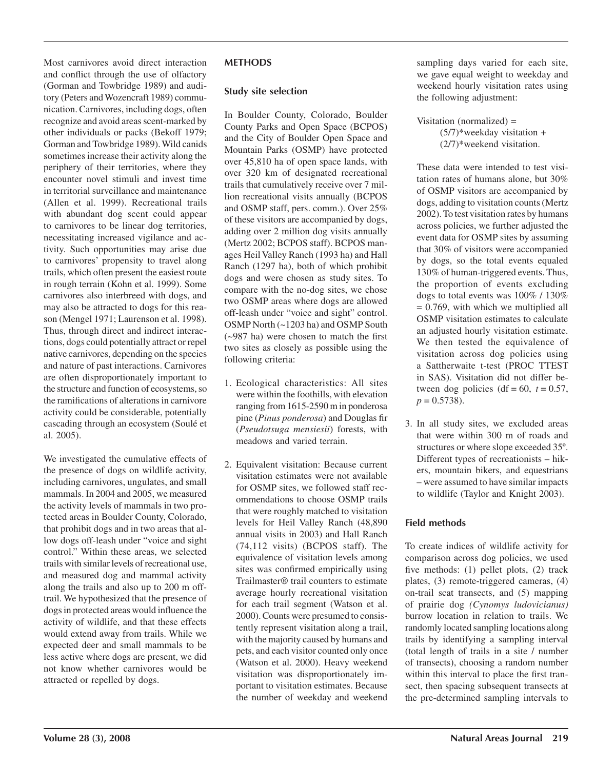Most carnivores avoid direct interaction and conflict through the use of olfactory (Gorman and Towbridge 1989) and auditory (Peters and Wozencraft 1989) communication. Carnivores, including dogs, often recognize and avoid areas scent-marked by other individuals or packs (Bekoff 1979; Gorman and Towbridge 1989). Wild canids sometimes increase their activity along the periphery of their territories, where they encounter novel stimuli and invest time in territorial surveillance and maintenance (Allen et al. 1999). Recreational trails with abundant dog scent could appear to carnivores to be linear dog territories, necessitating increased vigilance and activity. Such opportunities may arise due to carnivores' propensity to travel along trails, which often present the easiest route in rough terrain (Kohn et al. 1999). Some carnivores also interbreed with dogs, and may also be attracted to dogs for this reason (Mengel 1971; Laurenson et al. 1998). Thus, through direct and indirect interactions, dogs could potentially attract or repel native carnivores, depending on the species and nature of past interactions. Carnivores are often disproportionately important to the structure and function of ecosystems, so the ramifications of alterations in carnivore activity could be considerable, potentially cascading through an ecosystem (Soulé et al. 2005).

We investigated the cumulative effects of the presence of dogs on wildlife activity, including carnivores, ungulates, and small mammals. In 2004 and 2005, we measured the activity levels of mammals in two protected areas in Boulder County, Colorado, that prohibit dogs and in two areas that allow dogs off-leash under "voice and sight control." Within these areas, we selected trails with similar levels of recreational use, and measured dog and mammal activity along the trails and also up to 200 m off-trail. We hypothesized that the presence of dogs in protected areas would influence the activity of wildlife, and that these effects would extend away from trails. While we expected deer and small mammals to be less active where dogs are present, we did not know whether carnivores would be attracted or repelled by dogs.

## METHODS

### Study site selection

In Boulder County, Colorado, Boulder County Parks and Open Space (BCPOS) and the City of Boulder Open Space and Mountain Parks (OSMP) have protected over 45,810 ha of open space lands, with over 320 km of designated recreational trails that cumulatively receive over 7 million recreational visits annually (BCPOS and OSMP staff, pers. comm.). Over 25% of these visitors are accompanied by dogs, adding over 2 million dog visits annually (Mertz 2002; BCPOS staff). BCPOS manages Heil Valley Ranch (1993 ha) and Hall Ranch (1297 ha), both of which prohibit dogs and were chosen as study sites. To compare with the no-dog sites, we chose two OSMP areas where dogs are allowed off-leash under "voice and sight" control. OSMP North (~1203 ha) and OSMP South (~987 ha) were chosen to match the first two sites as closely as possible using the following criteria:

1. Ecological characteristics: All sites were within the foothills, with elevation ranging from 1615-2590 m in ponderosa pine (*Pinus ponderosa*) and Douglas fir (*Pseudotsuga mensiesii*) forests, with meadows and varied terrain.

2. Equivalent visitation: Because current visitation estimates were not available for OSMP sites, we followed staff recommendations to choose OSMP trails that were roughly matched to visitation levels for Heil Valley Ranch (48,890 annual visits in 2003) and Hall Ranch (74,112 visits) (BCPOS staff). The equivalence of visitation levels among sites was confirmed empirically using Trailmaster® trail counters to estimate average hourly recreational visitation for each trail segment (Watson et al. 2000). Counts were presumed to consistently represent visitation along a trail, with the majority caused by humans and pets, and each visitor counted only once (Watson et al. 2000). Heavy weekend visitation was disproportionately important to visitation estimates. Because the number of weekday and weekend sampling days varied for each site, we gave equal weight to weekday and weekend hourly visitation rates using the following adjustment:

   Visitation (normalized) = (5/7)*weekday visitation + (2/7)*weekend visitation.

   These data were intended to test visitation rates of humans alone, but 30% of OSMP visitors are accompanied by dogs, adding to visitation counts (Mertz 2002). To test visitation rates by humans across policies, we further adjusted the event data for OSMP sites by assuming that 30% of visitors were accompanied by dogs, so the total events equaled 130% of human-triggered events. Thus, the proportion of events excluding dogs to total events was 100% / 130% = 0.769, with which we multiplied all OSMP visitation estimates to calculate an adjusted hourly visitation estimate. We then tested the equivalence of visitation across dog policies using a Sattherwaite t-test (PROC TTEST in SAS). Visitation did not differ between dog policies (df = 60, $t = 0.57$, $p = 0.5738$).

3. In all study sites, we excluded areas that were within 300 m of roads and structures or where slope exceeded 35º. Different types of recreationists – hikers, mountain bikers, and equestrians – were assumed to have similar impacts to wildlife (Taylor and Knight 2003).

### Field methods

To create indices of wildlife activity for comparison across dog policies, we used five methods: (1) pellet plots, (2) track plates, (3) remote-triggered cameras, (4) on-trail scat transects, and (5) mapping of prairie dog *(Cynomys ludovicianus)* burrow location in relation to trails. We randomly located sampling locations along trails by identifying a sampling interval (total length of trails in a site / number of transects), choosing a random number within this interval to place the first transect, then spacing subsequent transects at the pre-determined sampling intervals to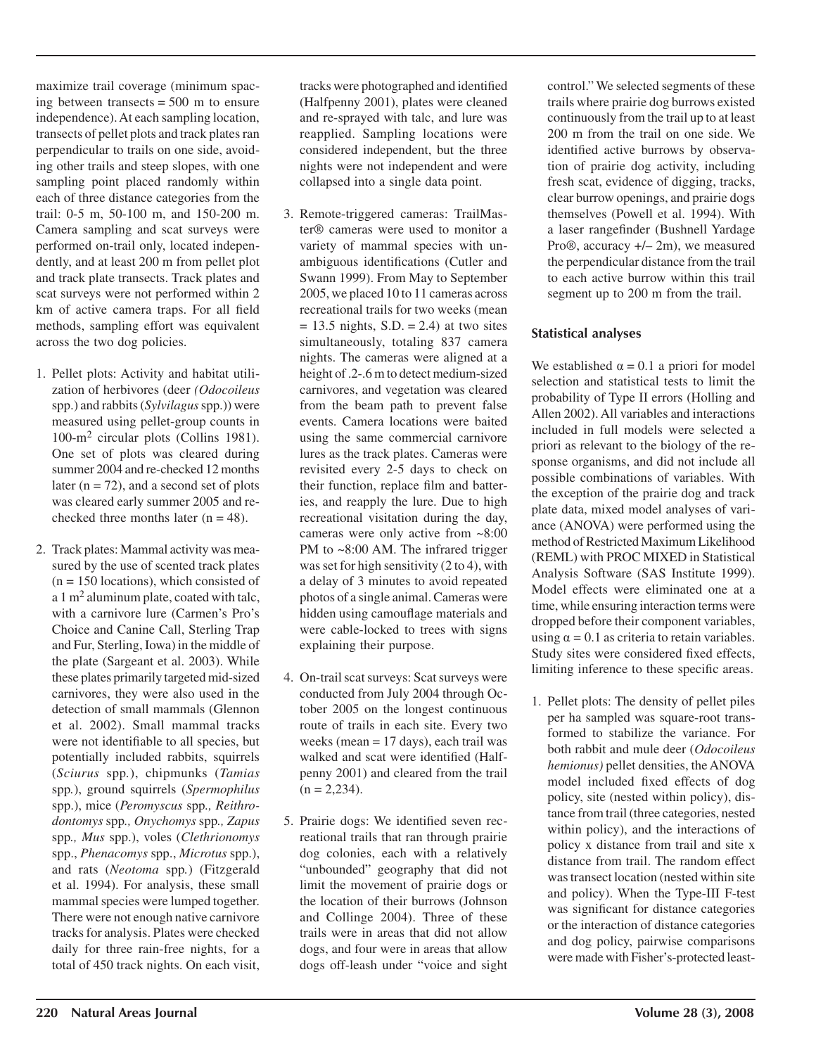maximize trail coverage (minimum spacing between transects = 500 m to ensure independence). At each sampling location, transects of pellet plots and track plates ran perpendicular to trails on one side, avoiding other trails and steep slopes, with one sampling point placed randomly within each of three distance categories from the trail: 0-5 m, 50-100 m, and 150-200 m. Camera sampling and scat surveys were performed on-trail only, located independently, and at least 200 m from pellet plot and track plate transects. Track plates and scat surveys were not performed within 2 km of active camera traps. For all field methods, sampling effort was equivalent across the two dog policies.

1. Pellet plots: Activity and habitat utilization of herbivores (deer *(Odocoileus* spp.) and rabbits (*Sylvilagus* spp.)) were measured using pellet-group counts in 100-$m^2$ circular plots (Collins 1981). One set of plots was cleared during summer 2004 and re-checked 12 months later (n = 72), and a second set of plots was cleared early summer 2005 and re-checked three months later (n = 48).

2. Track plates: Mammal activity was measured by the use of scented track plates (n = 150 locations), which consisted of a 1 $m^2$ aluminum plate, coated with talc, with a carnivore lure (Carmen's Pro's Choice and Canine Call, Sterling Trap and Fur, Sterling, Iowa) in the middle of the plate (Sargeant et al. 2003). While these plates primarily targeted mid-sized carnivores, they were also used in the detection of small mammals (Glennon et al. 2002). Small mammal tracks were not identifiable to all species, but potentially included rabbits, squirrels (*Sciurus* spp.), chipmunks (*Tamias* spp.), ground squirrels (*Spermophilus* spp.), mice (*Peromyscus* spp*., Reithrodontomys* spp*., Onychomys* spp*., Zapus* spp*., Mus* spp.), voles (*Clethrionomys* spp., *Phenacomys* spp., *Microtus* spp.), and rats (*Neotoma* spp*.*) (Fitzgerald et al. 1994). For analysis, these small mammal species were lumped together. There were not enough native carnivore tracks for analysis. Plates were checked daily for three rain-free nights, for a total of 450 track nights. On each visit, tracks were photographed and identified (Halfpenny 2001), plates were cleaned and re-sprayed with talc, and lure was reapplied. Sampling locations were considered independent, but the three nights were not independent and were collapsed into a single data point.

3. Remote-triggered cameras: TrailMaster® cameras were used to monitor a variety of mammal species with unambiguous identifications (Cutler and Swann 1999). From May to September 2005, we placed 10 to 11 cameras across recreational trails for two weeks (mean = 13.5 nights, S.D. = 2.4) at two sites simultaneously, totaling 837 camera nights. The cameras were aligned at a height of .2-.6 m to detect medium-sized carnivores, and vegetation was cleared from the beam path to prevent false events. Camera locations were baited using the same commercial carnivore lures as the track plates. Cameras were revisited every 2-5 days to check on their function, replace film and batteries, and reapply the lure. Due to high recreational visitation during the day, cameras were only active from ~8:00 PM to ~8:00 AM. The infrared trigger was set for high sensitivity (2 to 4), with a delay of 3 minutes to avoid repeated photos of a single animal. Cameras were hidden using camouflage materials and were cable-locked to trees with signs explaining their purpose.

4. On-trail scat surveys: Scat surveys were conducted from July 2004 through October 2005 on the longest continuous route of trails in each site. Every two weeks (mean = 17 days), each trail was walked and scat were identified (Halfpenny 2001) and cleared from the trail (n = 2,234).

5. Prairie dogs: We identified seven recreational trails that ran through prairie dog colonies, each with a relatively "unbounded" geography that did not limit the movement of prairie dogs or the location of their burrows (Johnson and Collinge 2004). Three of these trails were in areas that did not allow dogs, and four were in areas that allow dogs off-leash under "voice and sight control." We selected segments of these trails where prairie dog burrows existed continuously from the trail up to at least 200 m from the trail on one side. We identified active burrows by observation of prairie dog activity, including fresh scat, evidence of digging, tracks, clear burrow openings, and prairie dogs themselves (Powell et al. 1994). With a laser rangefinder (Bushnell Yardage Pro®, accuracy +/– 2m), we measured the perpendicular distance from the trail to each active burrow within this trail segment up to 200 m from the trail.

### Statistical analyses

We established $\alpha = 0.1$ a priori for model selection and statistical tests to limit the probability of Type II errors (Holling and Allen 2002). All variables and interactions included in full models were selected a priori as relevant to the biology of the response organisms, and did not include all possible combinations of variables. With the exception of the prairie dog and track plate data, mixed model analyses of variance (ANOVA) were performed using the method of Restricted Maximum Likelihood (REML) with PROC MIXED in Statistical Analysis Software (SAS Institute 1999). Model effects were eliminated one at a time, while ensuring interaction terms were dropped before their component variables, using $\alpha = 0.1$ as criteria to retain variables. Study sites were considered fixed effects, limiting inference to these specific areas.

1. Pellet plots: The density of pellet piles per ha sampled was square-root transformed to stabilize the variance. For both rabbit and mule deer (*Odocoileus hemionus)* pellet densities, the ANOVA model included fixed effects of dog policy, site (nested within policy), distance from trail (three categories, nested within policy), and the interactions of policy x distance from trail and site x distance from trail. The random effect was transect location (nested within site and policy). When the Type-III F-test was significant for distance categories or the interaction of distance categories and dog policy, pairwise comparisons were made with Fisher's-protected least-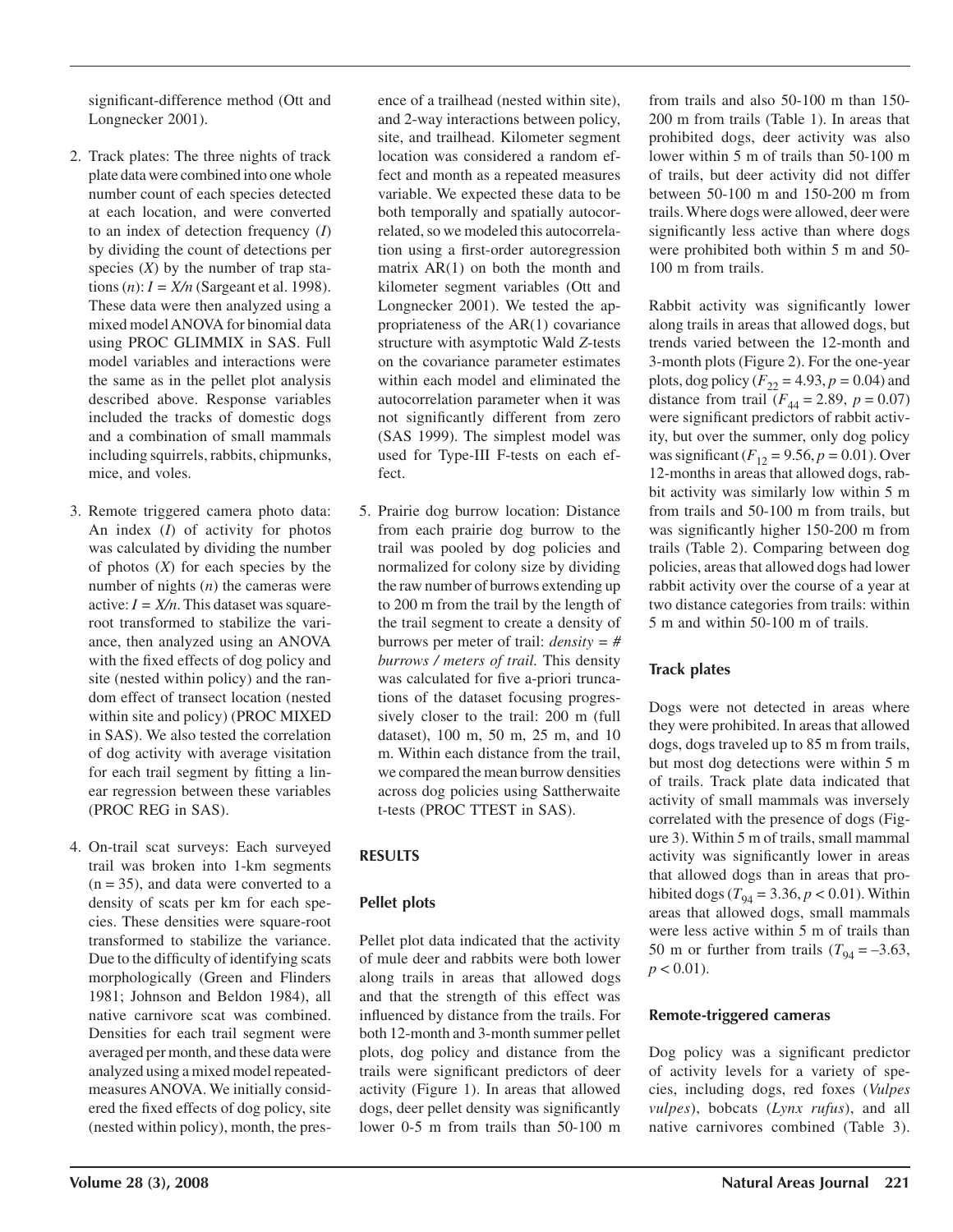significant-difference method (Ott and Longnecker 2001).

2. Track plates: The three nights of track plate data were combined into one whole number count of each species detected at each location, and were converted to an index of detection frequency ($I$) by dividing the count of detections per species ($X$) by the number of trap stations ($n$): $I = X/n$ (Sargeant et al. 1998). These data were then analyzed using a mixed model ANOVA for binomial data using PROC GLIMMIX in SAS. Full model variables and interactions were the same as in the pellet plot analysis described above. Response variables included the tracks of domestic dogs and a combination of small mammals including squirrels, rabbits, chipmunks, mice, and voles.

3. Remote triggered camera photo data: An index ($I$) of activity for photos was calculated by dividing the number of photos ($X$) for each species by the number of nights ($n$) the cameras were active: $I = X/n$. This dataset was square-root transformed to stabilize the variance, then analyzed using an ANOVA with the fixed effects of dog policy and site (nested within policy) and the random effect of transect location (nested within site and policy) (PROC MIXED in SAS). We also tested the correlation of dog activity with average visitation for each trail segment by fitting a linear regression between these variables (PROC REG in SAS).

4. On-trail scat surveys: Each surveyed trail was broken into 1-km segments (n = 35), and data were converted to a density of scats per km for each species. These densities were square-root transformed to stabilize the variance. Due to the difficulty of identifying scats morphologically (Green and Flinders 1981; Johnson and Beldon 1984), all native carnivore scat was combined. Densities for each trail segment were averaged per month, and these data were analyzed using a mixed model repeated-measures ANOVA. We initially considered the fixed effects of dog policy, site (nested within policy), month, the presence of a trailhead (nested within site), and 2-way interactions between policy, site, and trailhead. Kilometer segment location was considered a random effect and month as a repeated measures variable. We expected these data to be both temporally and spatially autocorrelated, so we modeled this autocorrelation using a first-order autoregression matrix AR(1) on both the month and kilometer segment variables (Ott and Longnecker 2001). We tested the appropriateness of the AR(1) covariance structure with asymptotic Wald $Z$-tests on the covariance parameter estimates within each model and eliminated the autocorrelation parameter when it was not significantly different from zero (SAS 1999). The simplest model was used for Type-III F-tests on each effect.

5. Prairie dog burrow location: Distance from each prairie dog burrow to the trail was pooled by dog policies and normalized for colony size by dividing the raw number of burrows extending up to 200 m from the trail by the length of the trail segment to create a density of burrows per meter of trail: *density = # burrows / meters of trail.* This density was calculated for five a-priori truncations of the dataset focusing progressively closer to the trail: 200 m (full dataset), 100 m, 50 m, 25 m, and 10 m. Within each distance from the trail, we compared the mean burrow densities across dog policies using Sattherwaite t-tests (PROC TTEST in SAS).

## RESULTS

### Pellet plots

Pellet plot data indicated that the activity of mule deer and rabbits were both lower along trails in areas that allowed dogs and that the strength of this effect was influenced by distance from the trails. For both 12-month and 3-month summer pellet plots, dog policy and distance from the trails were significant predictors of deer activity (Figure 1). In areas that allowed dogs, deer pellet density was significantly lower 0-5 m from trails than 50-100 m from trails and also 50-100 m than 150-200 m from trails (Table 1). In areas that prohibited dogs, deer activity was also lower within 5 m of trails than 50-100 m of trails, but deer activity did not differ between 50-100 m and 150-200 m from trails. Where dogs were allowed, deer were significantly less active than where dogs were prohibited both within 5 m and 50-100 m from trails.

Rabbit activity was significantly lower along trails in areas that allowed dogs, but trends varied between the 12-month and 3-month plots (Figure 2). For the one-year plots, dog policy ($F_{22} = 4.93$, $p = 0.04$) and distance from trail ($F_{44} = 2.89$, $p = 0.07$) were significant predictors of rabbit activity, but over the summer, only dog policy was significant ($F_{12} = 9.56$, $p = 0.01$). Over 12-months in areas that allowed dogs, rabbit activity was similarly low within 5 m from trails and 50-100 m from trails, but was significantly higher 150-200 m from trails (Table 2). Comparing between dog policies, areas that allowed dogs had lower rabbit activity over the course of a year at two distance categories from trails: within 5 m and within 50-100 m of trails.

### Track plates

Dogs were not detected in areas where they were prohibited. In areas that allowed dogs, dogs traveled up to 85 m from trails, but most dog detections were within 5 m of trails. Track plate data indicated that activity of small mammals was inversely correlated with the presence of dogs (Figure 3). Within 5 m of trails, small mammal activity was significantly lower in areas that allowed dogs than in areas that prohibited dogs ($T_{94} = 3.36$, $p < 0.01$). Within areas that allowed dogs, small mammals were less active within 5 m of trails than 50 m or further from trails ($T_{94} = -3.63$, $p < 0.01$).

### Remote-triggered cameras

Dog policy was a significant predictor of activity levels for a variety of species, including dogs, red foxes (*Vulpes vulpes*), bobcats (*Lynx rufus*), and all native carnivores combined (Table 3).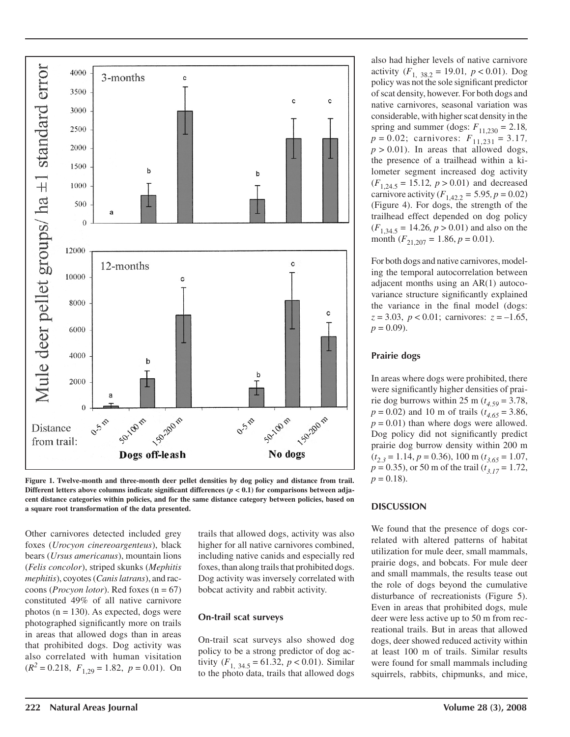Figure 1. Twelve-month and three-month deer pellet densities by dog policy and distance from trail. Different letters above columns indicate significant differences ($p < 0.1$) for comparisons between adjacent distance categories within policies, and for the same distance category between policies, based on a square root transformation of the data presented.

Other carnivores detected included grey foxes (*Urocyon cinereoargenteus*), black bears (*Ursus americanus*), mountain lions (*Felis concolor*), striped skunks (*Mephitis mephitis*), coyotes (*Canis latrans*), and raccoons (*Procyon lotor*). Red foxes (n = 67) constituted 49% of all native carnivore photos (n = 130). As expected, dogs were photographed significantly more on trails in areas that allowed dogs than in areas that prohibited dogs. Dog activity was also correlated with human visitation ($R^2 = 0.218$, $F_{1,29} = 1.82$, $p = 0.01$). On trails that allowed dogs, activity was also higher for all native carnivores combined, including native canids and especially red foxes, than along trails that prohibited dogs. Dog activity was inversely correlated with bobcat activity and rabbit activity.

### On-trail scat surveys

On-trail scat surveys also showed dog policy to be a strong predictor of dog activity ($F_{1,\ 34.5} = 61.32$, $p < 0.01$). Similar to the photo data, trails that allowed dogs also had higher levels of native carnivore activity ($F_{1,\ 38.2} = 19.01$, $p < 0.01$). Dog policy was not the sole significant predictor of scat density, however. For both dogs and native carnivores, seasonal variation was considerable, with higher scat density in the spring and summer (dogs: $F_{11,230} = 2.18$, $p = 0.02$; carnivores: $F_{11,231} = 3.17$, $p > 0.01$). In areas that allowed dogs, the presence of a trailhead within a kilometer segment increased dog activity ($F_{1,24.5} = 15.12$, $p > 0.01$) and decreased carnivore activity ($F_{1,42.2} = 5.95$, $p = 0.02$) (Figure 4). For dogs, the strength of the trailhead effect depended on dog policy ($F_{1,34.5} = 14.26$, $p > 0.01$) and also on the month ($F_{21,207} = 1.86$, $p = 0.01$).

For both dogs and native carnivores, modeling the temporal autocorrelation between adjacent months using an AR(1) autocovariance structure significantly explained the variance in the final model (dogs: $z = 3.03$, $p < 0.01$; carnivores: $z = -1.65$, $p = 0.09$).

### Prairie dogs

In areas where dogs were prohibited, there were significantly higher densities of prairie dog burrows within 25 m ($t_{4.59} = 3.78$, $p = 0.02$) and 10 m of trails ($t_{4.65} = 3.86$, $p = 0.01$) than where dogs were allowed. Dog policy did not significantly predict prairie dog burrow density within 200 m ($t_{2.3} = 1.14$, $p = 0.36$), 100 m ($t_{3.65} = 1.07$, $p = 0.35$), or 50 m of the trail ($t_{3.17} = 1.72$, $p = 0.18$).

## DISCUSSION

We found that the presence of dogs correlated with altered patterns of habitat utilization for mule deer, small mammals, prairie dogs, and bobcats. For mule deer and small mammals, the results tease out the role of dogs beyond the cumulative disturbance of recreationists (Figure 5). Even in areas that prohibited dogs, mule deer were less active up to 50 m from recreational trails. But in areas that allowed dogs, deer showed reduced activity within at least 100 m of trails. Similar results were found for small mammals including squirrels, rabbits, chipmunks, and mice,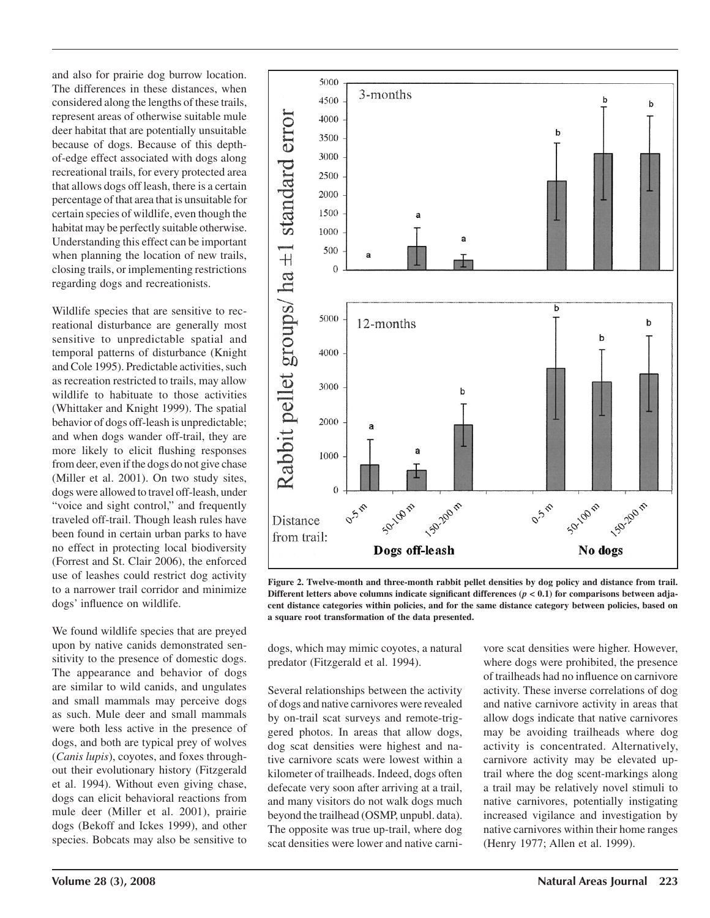and also for prairie dog burrow location. The differences in these distances, when considered along the lengths of these trails, represent areas of otherwise suitable mule deer habitat that are potentially unsuitable because of dogs. Because of this depth-of-edge effect associated with dogs along recreational trails, for every protected area that allows dogs off leash, there is a certain percentage of that area that is unsuitable for certain species of wildlife, even though the habitat may be perfectly suitable otherwise. Understanding this effect can be important when planning the location of new trails, closing trails, or implementing restrictions regarding dogs and recreationists.

Wildlife species that are sensitive to recreational disturbance are generally most sensitive to unpredictable spatial and temporal patterns of disturbance (Knight and Cole 1995). Predictable activities, such as recreation restricted to trails, may allow wildlife to habituate to those activities (Whittaker and Knight 1999). The spatial behavior of dogs off-leash is unpredictable; and when dogs wander off-trail, they are more likely to elicit flushing responses from deer, even if the dogs do not give chase (Miller et al. 2001). On two study sites, dogs were allowed to travel off-leash, under "voice and sight control," and frequently traveled off-trail. Though leash rules have been found in certain urban parks to have no effect in protecting local biodiversity (Forrest and St. Clair 2006), the enforced use of leashes could restrict dog activity to a narrower trail corridor and minimize dogs' influence on wildlife.

We found wildlife species that are preyed upon by native canids demonstrated sensitivity to the presence of domestic dogs. The appearance and behavior of dogs are similar to wild canids, and ungulates and small mammals may perceive dogs as such. Mule deer and small mammals were both less active in the presence of dogs, and both are typical prey of wolves (*Canis lupis*), coyotes, and foxes throughout their evolutionary history (Fitzgerald et al. 1994). Without even giving chase, dogs can elicit behavioral reactions from mule deer (Miller et al. 2001), prairie dogs (Bekoff and Ickes 1999), and other species. Bobcats may also be sensitive to dogs, which may mimic coyotes, a natural predator (Fitzgerald et al. 1994).

**Figure 2. Twelve-month and three-month rabbit pellet densities by dog policy and distance from trail. Different letters above columns indicate significant differences ($p < 0.1$) for comparisons between adjacent distance categories within policies, and for the same distance category between policies, based on a square root transformation of the data presented.**

Several relationships between the activity of dogs and native carnivores were revealed by on-trail scat surveys and remote-triggered photos. In areas that allow dogs, dog scat densities were highest and native carnivore scats were lowest within a kilometer of trailheads. Indeed, dogs often defecate very soon after arriving at a trail, and many visitors do not walk dogs much beyond the trailhead (OSMP, unpubl. data). The opposite was true up-trail, where dog scat densities were lower and native carnivore scat densities were higher. However, where dogs were prohibited, the presence of trailheads had no influence on carnivore activity. These inverse correlations of dog and native carnivore activity in areas that allow dogs indicate that native carnivores may be avoiding trailheads where dog activity is concentrated. Alternatively, carnivore activity may be elevated up-trail where the dog scent-markings along a trail may be relatively novel stimuli to native carnivores, potentially instigating increased vigilance and investigation by native carnivores within their home ranges (Henry 1977; Allen et al. 1999).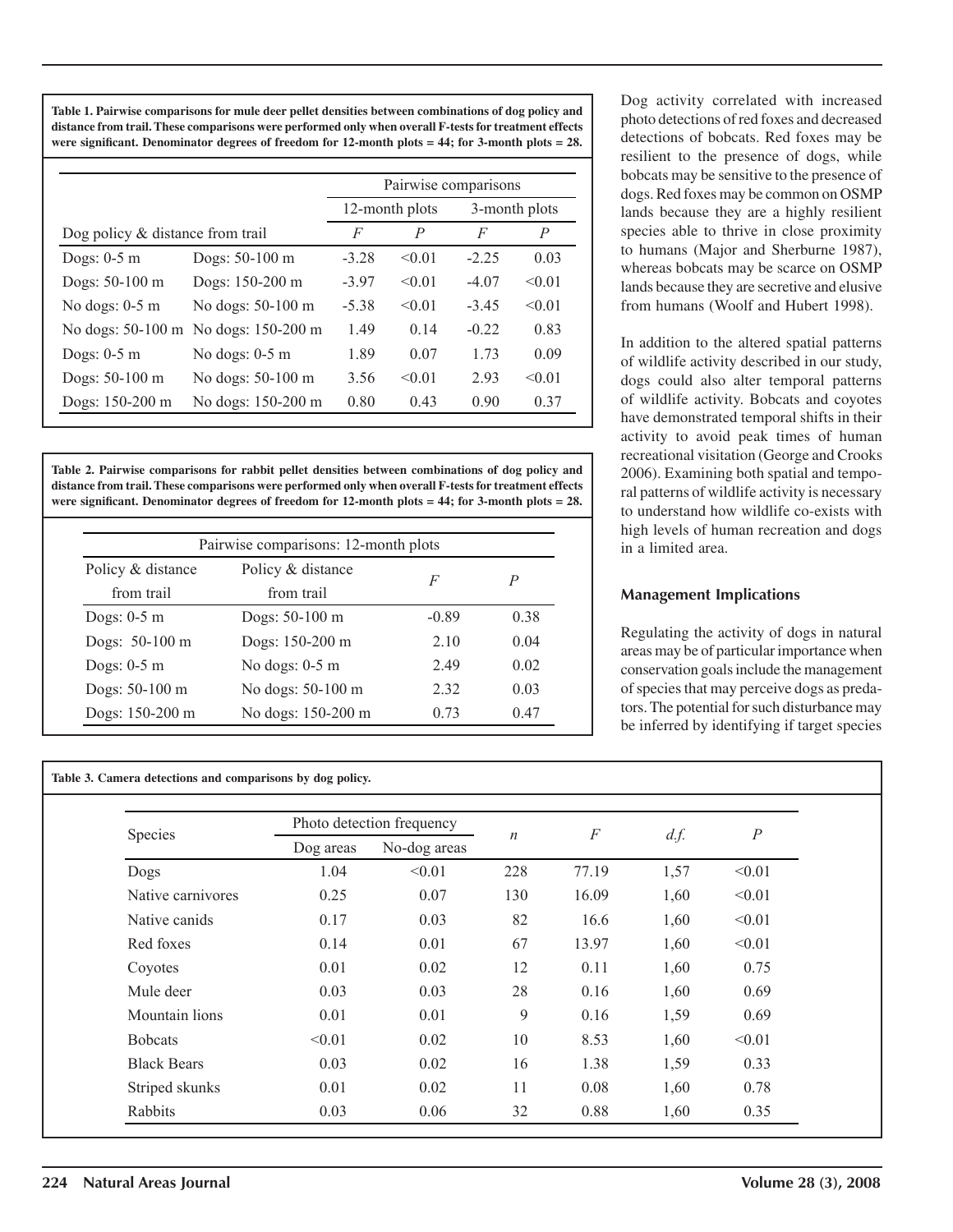**Table 1. Pairwise comparisons for mule deer pellet densities between combinations of dog policy and distance from trail. These comparisons were performed only when overall F-tests for treatment effects were significant. Denominator degrees of freedom for 12-month plots = 44; for 3-month plots = 28.**

| Dog policy & distance from trail | | Pairwise comparisons | | | |
|---|---|---|---|---|---|
| | | 12-month plots | | 3-month plots | |
| | | *F* | *P* | *F* | *P* |
| Dogs: 0-5 m | Dogs: 50-100 m | -3.28 | <0.01 | -2.25 | 0.03 |
| Dogs: 50-100 m | Dogs: 150-200 m | -3.97 | <0.01 | -4.07 | <0.01 |
| No dogs: 0-5 m | No dogs: 50-100 m | -5.38 | <0.01 | -3.45 | <0.01 |
| No dogs: 50-100 m | No dogs: 150-200 m | 1.49 | 0.14 | -0.22 | 0.83 |
| Dogs: 0-5 m | No dogs: 0-5 m | 1.89 | 0.07 | 1.73 | 0.09 |
| Dogs: 50-100 m | No dogs: 50-100 m | 3.56 | <0.01 | 2.93 | <0.01 |
| Dogs: 150-200 m | No dogs: 150-200 m | 0.80 | 0.43 | 0.90 | 0.37 |

**Table 2. Pairwise comparisons for rabbit pellet densities between combinations of dog policy and distance from trail. These comparisons were performed only when overall F-tests for treatment effects were significant. Denominator degrees of freedom for 12-month plots = 44; for 3-month plots = 28.**

| Pairwise comparisons: 12-month plots | | | |
|---|---|---|---|
| Policy & distance from trail | Policy & distance from trail | *F* | *P* |
| Dogs: 0-5 m | Dogs: 50-100 m | -0.89 | 0.38 |
| Dogs: 50-100 m | Dogs: 150-200 m | 2.10 | 0.04 |
| Dogs: 0-5 m | No dogs: 0-5 m | 2.49 | 0.02 |
| Dogs: 50-100 m | No dogs: 50-100 m | 2.32 | 0.03 |
| Dogs: 150-200 m | No dogs: 150-200 m | 0.73 | 0.47 |

Dog activity correlated with increased photo detections of red foxes and decreased detections of bobcats. Red foxes may be resilient to the presence of dogs, while bobcats may be sensitive to the presence of dogs. Red foxes may be common on OSMP lands because they are a highly resilient species able to thrive in close proximity to humans (Major and Sherburne 1987), whereas bobcats may be scarce on OSMP lands because they are secretive and elusive from humans (Woolf and Hubert 1998).

In addition to the altered spatial patterns of wildlife activity described in our study, dogs could also alter temporal patterns of wildlife activity. Bobcats and coyotes have demonstrated temporal shifts in their activity to avoid peak times of human recreational visitation (George and Crooks 2006). Examining both spatial and temporal patterns of wildlife activity is necessary to understand how wildlife co-exists with high levels of human recreation and dogs in a limited area.

## Management Implications

Regulating the activity of dogs in natural areas may be of particular importance when conservation goals include the management of species that may perceive dogs as predators. The potential for such disturbance may be inferred by identifying if target species

**Table 3. Camera detections and comparisons by dog policy.**

| Species | Photo detection frequency | | *n* | *F* | *d.f.* | *P* |
|---|---|---|---|---|---|---|
| | Dog areas | No-dog areas | | | | |
| Dogs | 1.04 | <0.01 | 228 | 77.19 | 1,57 | <0.01 |
| Native carnivores | 0.25 | 0.07 | 130 | 16.09 | 1,60 | <0.01 |
| Native canids | 0.17 | 0.03 | 82 | 16.6 | 1,60 | <0.01 |
| Red foxes | 0.14 | 0.01 | 67 | 13.97 | 1,60 | <0.01 |
| Coyotes | 0.01 | 0.02 | 12 | 0.11 | 1,60 | 0.75 |
| Mule deer | 0.03 | 0.03 | 28 | 0.16 | 1,60 | 0.69 |
| Mountain lions | 0.01 | 0.01 | 9 | 0.16 | 1,59 | 0.69 |
| Bobcats | <0.01 | 0.02 | 10 | 8.53 | 1,60 | <0.01 |
| Black Bears | 0.03 | 0.02 | 16 | 1.38 | 1,59 | 0.33 |
| Striped skunks | 0.01 | 0.02 | 11 | 0.08 | 1,60 | 0.78 |
| Rabbits | 0.03 | 0.06 | 32 | 0.88 | 1,60 | 0.35 |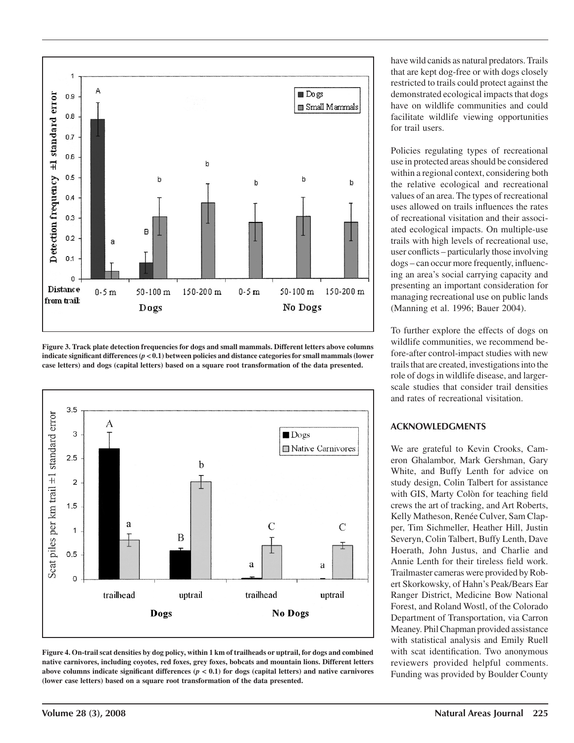Figure 3. Track plate detection frequencies for dogs and small mammals. Different letters above columns indicate significant differences ($p < 0.1$) between policies and distance categories for small mammals (lower case letters) and dogs (capital letters) based on a square root transformation of the data presented.

Figure 4. On-trail scat densities by dog policy, within 1 km of trailheads or uptrail, for dogs and combined native carnivores, including coyotes, red foxes, grey foxes, bobcats and mountain lions. Different letters above columns indicate significant differences ($p < 0.1$) for dogs (capital letters) and native carnivores (lower case letters) based on a square root transformation of the data presented.

have wild canids as natural predators. Trails that are kept dog-free or with dogs closely restricted to trails could protect against the demonstrated ecological impacts that dogs have on wildlife communities and could facilitate wildlife viewing opportunities for trail users.

Policies regulating types of recreational use in protected areas should be considered within a regional context, considering both the relative ecological and recreational values of an area. The types of recreational uses allowed on trails influences the rates of recreational visitation and their associated ecological impacts. On multiple-use trails with high levels of recreational use, user conflicts – particularly those involving dogs – can occur more frequently, influencing an area's social carrying capacity and presenting an important consideration for managing recreational use on public lands (Manning et al. 1996; Bauer 2004).

To further explore the effects of dogs on wildlife communities, we recommend before-after control-impact studies with new trails that are created, investigations into the role of dogs in wildlife disease, and larger-scale studies that consider trail densities and rates of recreational visitation.

## ACKNOWLEDGMENTS

We are grateful to Kevin Crooks, Cameron Ghalambor, Mark Gershman, Gary White, and Buffy Lenth for advice on study design, Colin Talbert for assistance with GIS, Marty Colòn for teaching field crews the art of tracking, and Art Roberts, Kelly Matheson, Renée Culver, Sam Clapper, Tim Sichmeller, Heather Hill, Justin Severyn, Colin Talbert, Buffy Lenth, Dave Hoerath, John Justus, and Charlie and Annie Lenth for their tireless field work. Trailmaster cameras were provided by Robert Skorkowsky, of Hahn's Peak/Bears Ear Ranger District, Medicine Bow National Forest, and Roland Wostl, of the Colorado Department of Transportation, via Carron Meaney. Phil Chapman provided assistance with statistical analysis and Emily Ruell with scat identification. Two anonymous reviewers provided helpful comments. Funding was provided by Boulder County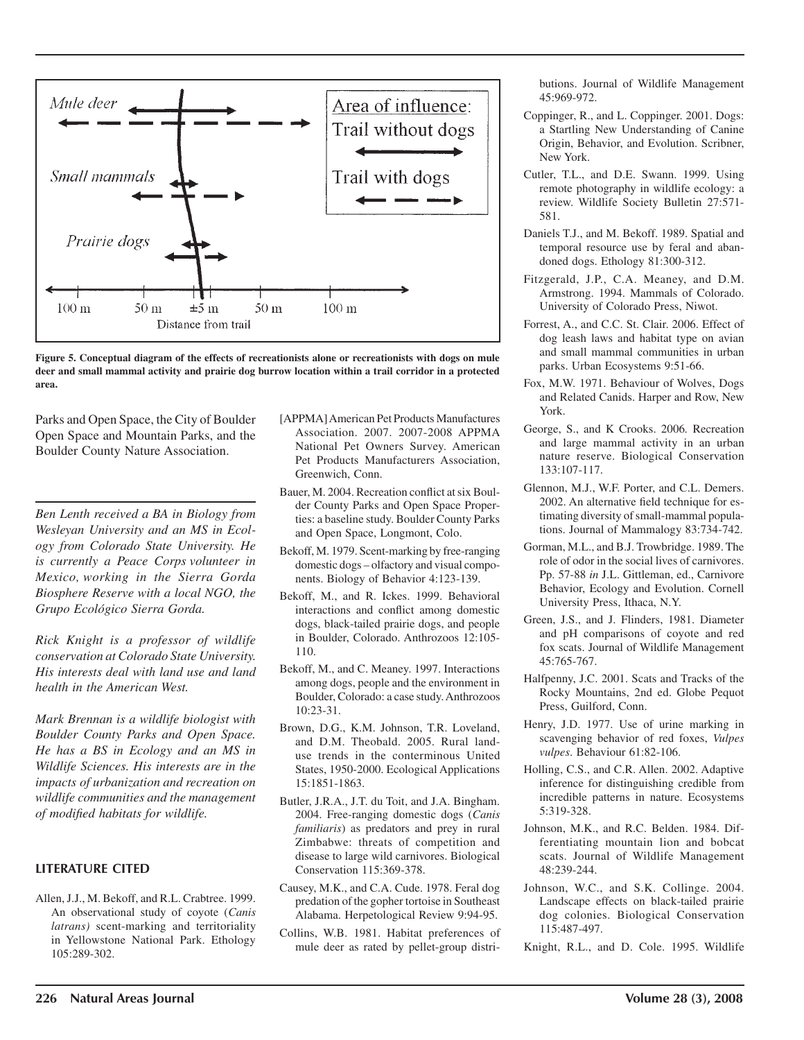Figure 5. Conceptual diagram of the effects of recreationists alone or recreationists with dogs on mule deer and small mammal activity and prairie dog burrow location within a trail corridor in a protected area.

Parks and Open Space, the City of Boulder Open Space and Mountain Parks, and the Boulder County Nature Association.

*Ben Lenth received a BA in Biology from Wesleyan University and an MS in Ecology from Colorado State University. He is currently a Peace Corps volunteer in Mexico, working in the Sierra Gorda Biosphere Reserve with a local NGO, the Grupo Ecológico Sierra Gorda.*

*Rick Knight is a professor of wildlife conservation at Colorado State University. His interests deal with land use and land health in the American West.*

*Mark Brennan is a wildlife biologist with Boulder County Parks and Open Space. He has a BS in Ecology and an MS in Wildlife Sciences. His interests are in the impacts of urbanization and recreation on wildlife communities and the management of modified habitats for wildlife.*

## LITERATURE CITED

Allen, J.J., M. Bekoff, and R.L. Crabtree. 1999. An observational study of coyote (*Canis latrans)* scent-marking and territoriality in Yellowstone National Park. Ethology 105:289-302.

[APPMA] American Pet Products Manufactures Association. 2007. 2007-2008 APPMA National Pet Owners Survey. American Pet Products Manufacturers Association, Greenwich, Conn.

Bauer, M. 2004. Recreation conflict at six Boulder County Parks and Open Space Properties: a baseline study. Boulder County Parks and Open Space, Longmont, Colo.

Bekoff, M. 1979. Scent-marking by free-ranging domestic dogs – olfactory and visual components. Biology of Behavior 4:123-139.

Bekoff, M., and R. Ickes. 1999. Behavioral interactions and conflict among domestic dogs, black-tailed prairie dogs, and people in Boulder, Colorado. Anthrozoos 12:105-110.

Bekoff, M., and C. Meaney. 1997. Interactions among dogs, people and the environment in Boulder, Colorado: a case study. Anthrozoos 10:23-31.

Brown, D.G., K.M. Johnson, T.R. Loveland, and D.M. Theobald. 2005. Rural land-use trends in the conterminous United States, 1950-2000. Ecological Applications 15:1851-1863.

Butler, J.R.A., J.T. du Toit, and J.A. Bingham. 2004. Free-ranging domestic dogs (*Canis familiaris*) as predators and prey in rural Zimbabwe: threats of competition and disease to large wild carnivores. Biological Conservation 115:369-378.

Causey, M.K., and C.A. Cude. 1978. Feral dog predation of the gopher tortoise in Southeast Alabama. Herpetological Review 9:94-95.

Collins, W.B. 1981. Habitat preferences of mule deer as rated by pellet-group distributions. Journal of Wildlife Management 45:969-972.

Coppinger, R., and L. Coppinger. 2001. Dogs: a Startling New Understanding of Canine Origin, Behavior, and Evolution. Scribner, New York.

Cutler, T.L., and D.E. Swann. 1999. Using remote photography in wildlife ecology: a review. Wildlife Society Bulletin 27:571-581.

Daniels T.J., and M. Bekoff. 1989. Spatial and temporal resource use by feral and abandoned dogs. Ethology 81:300-312.

Fitzgerald, J.P., C.A. Meaney, and D.M. Armstrong. 1994. Mammals of Colorado. University of Colorado Press, Niwot.

Forrest, A., and C.C. St. Clair. 2006. Effect of dog leash laws and habitat type on avian and small mammal communities in urban parks. Urban Ecosystems 9:51-66.

Fox, M.W. 1971. Behaviour of Wolves, Dogs and Related Canids. Harper and Row, New York.

George, S., and K Crooks. 2006. Recreation and large mammal activity in an urban nature reserve. Biological Conservation 133:107-117.

Glennon, M.J., W.F. Porter, and C.L. Demers. 2002. An alternative field technique for estimating diversity of small-mammal populations. Journal of Mammalogy 83:734-742.

Gorman, M.L., and B.J. Trowbridge. 1989. The role of odor in the social lives of carnivores. Pp. 57-88 *in* J.L. Gittleman, ed., Carnivore Behavior, Ecology and Evolution. Cornell University Press, Ithaca, N.Y.

Green, J.S., and J. Flinders, 1981. Diameter and pH comparisons of coyote and red fox scats. Journal of Wildlife Management 45:765-767.

Halfpenny, J.C. 2001. Scats and Tracks of the Rocky Mountains, 2nd ed. Globe Pequot Press, Guilford, Conn.

Henry, J.D. 1977. Use of urine marking in scavenging behavior of red foxes, *Vulpes vulpes*. Behaviour 61:82-106.

Holling, C.S., and C.R. Allen. 2002. Adaptive inference for distinguishing credible from incredible patterns in nature. Ecosystems 5:319-328.

Johnson, M.K., and R.C. Belden. 1984. Differentiating mountain lion and bobcat scats. Journal of Wildlife Management 48:239-244.

Johnson, W.C., and S.K. Collinge. 2004. Landscape effects on black-tailed prairie dog colonies. Biological Conservation 115:487-497.

Knight, R.L., and D. Cole. 1995. Wildlife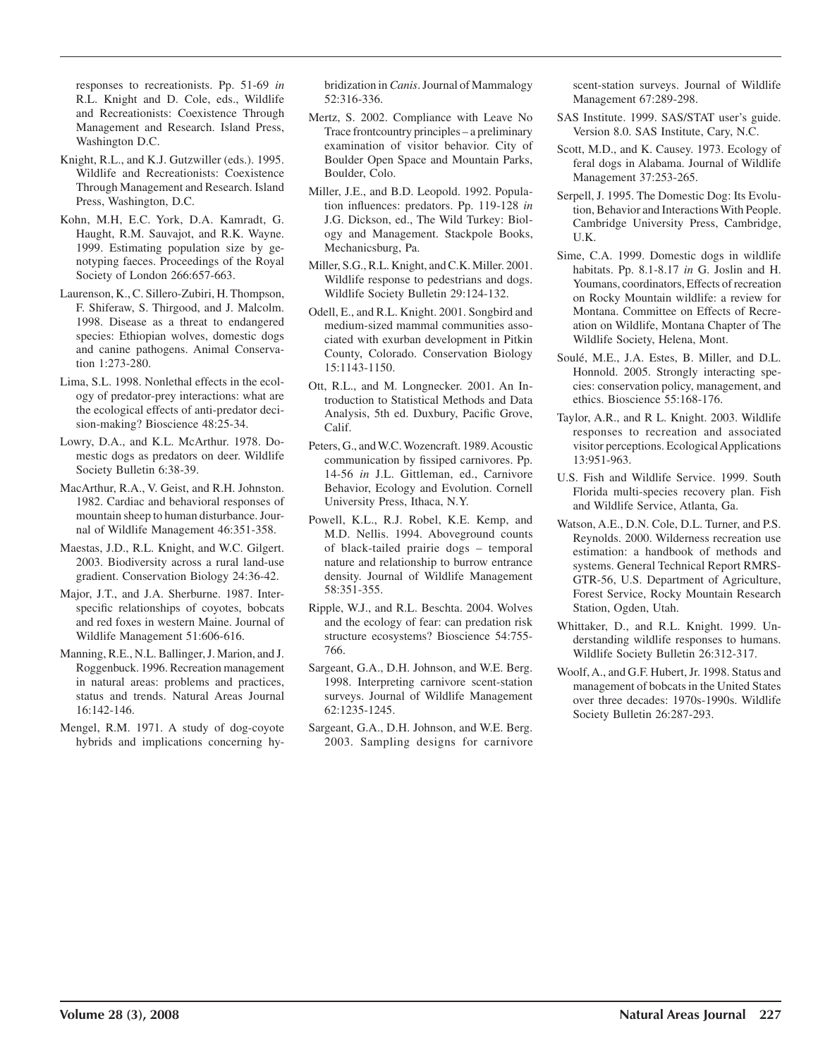responses to recreationists. Pp. 51-69 *in* R.L. Knight and D. Cole, eds., Wildlife and Recreationists: Coexistence Through Management and Research. Island Press, Washington D.C.

Knight, R.L., and K.J. Gutzwiller (eds.). 1995. Wildlife and Recreationists: Coexistence Through Management and Research. Island Press, Washington, D.C.

Kohn, M.H, E.C. York, D.A. Kamradt, G. Haught, R.M. Sauvajot, and R.K. Wayne. 1999. Estimating population size by genotyping faeces. Proceedings of the Royal Society of London 266:657-663.

Laurenson, K., C. Sillero-Zubiri, H. Thompson, F. Shiferaw, S. Thirgood, and J. Malcolm. 1998. Disease as a threat to endangered species: Ethiopian wolves, domestic dogs and canine pathogens. Animal Conservation 1:273-280.

Lima, S.L. 1998. Nonlethal effects in the ecology of predator-prey interactions: what are the ecological effects of anti-predator decision-making? Bioscience 48:25-34.

Lowry, D.A., and K.L. McArthur. 1978. Domestic dogs as predators on deer. Wildlife Society Bulletin 6:38-39.

MacArthur, R.A., V. Geist, and R.H. Johnston. 1982. Cardiac and behavioral responses of mountain sheep to human disturbance. Journal of Wildlife Management 46:351-358.

Maestas, J.D., R.L. Knight, and W.C. Gilgert. 2003. Biodiversity across a rural land-use gradient. Conservation Biology 24:36-42.

Major, J.T., and J.A. Sherburne. 1987. Interspecific relationships of coyotes, bobcats and red foxes in western Maine. Journal of Wildlife Management 51:606-616.

Manning, R.E., N.L. Ballinger, J. Marion, and J. Roggenbuck. 1996. Recreation management in natural areas: problems and practices, status and trends. Natural Areas Journal 16:142-146.

Mengel, R.M. 1971. A study of dog-coyote hybrids and implications concerning hybridization in *Canis*. Journal of Mammalogy 52:316-336.

Mertz, S. 2002. Compliance with Leave No Trace frontcountry principles – a preliminary examination of visitor behavior. City of Boulder Open Space and Mountain Parks, Boulder, Colo.

Miller, J.E., and B.D. Leopold. 1992. Population influences: predators. Pp. 119-128 *in* J.G. Dickson, ed., The Wild Turkey: Biology and Management. Stackpole Books, Mechanicsburg, Pa.

Miller, S.G., R.L. Knight, and C.K. Miller. 2001. Wildlife response to pedestrians and dogs. Wildlife Society Bulletin 29:124-132.

Odell, E., and R.L. Knight. 2001. Songbird and medium-sized mammal communities associated with exurban development in Pitkin County, Colorado. Conservation Biology 15:1143-1150.

Ott, R.L., and M. Longnecker. 2001. An Introduction to Statistical Methods and Data Analysis, 5th ed. Duxbury, Pacific Grove, Calif.

Peters, G., and W.C. Wozencraft. 1989. Acoustic communication by fissiped carnivores. Pp. 14-56 *in* J.L. Gittleman, ed., Carnivore Behavior, Ecology and Evolution. Cornell University Press, Ithaca, N.Y.

Powell, K.L., R.J. Robel, K.E. Kemp, and M.D. Nellis. 1994. Aboveground counts of black-tailed prairie dogs – temporal nature and relationship to burrow entrance density. Journal of Wildlife Management 58:351-355.

Ripple, W.J., and R.L. Beschta. 2004. Wolves and the ecology of fear: can predation risk structure ecosystems? Bioscience 54:755-766.

Sargeant, G.A., D.H. Johnson, and W.E. Berg. 1998. Interpreting carnivore scent-station surveys. Journal of Wildlife Management 62:1235-1245.

Sargeant, G.A., D.H. Johnson, and W.E. Berg. 2003. Sampling designs for carnivore scent-station surveys. Journal of Wildlife Management 67:289-298.

SAS Institute. 1999. SAS/STAT user's guide. Version 8.0. SAS Institute, Cary, N.C.

Scott, M.D., and K. Causey. 1973. Ecology of feral dogs in Alabama. Journal of Wildlife Management 37:253-265.

Serpell, J. 1995. The Domestic Dog: Its Evolution, Behavior and Interactions With People. Cambridge University Press, Cambridge, U.K.

Sime, C.A. 1999. Domestic dogs in wildlife habitats. Pp. 8.1-8.17 *in* G. Joslin and H. Youmans, coordinators, Effects of recreation on Rocky Mountain wildlife: a review for Montana. Committee on Effects of Recreation on Wildlife, Montana Chapter of The Wildlife Society, Helena, Mont.

Soulé, M.E., J.A. Estes, B. Miller, and D.L. Honnold. 2005. Strongly interacting species: conservation policy, management, and ethics. Bioscience 55:168-176.

Taylor, A.R., and R L. Knight. 2003. Wildlife responses to recreation and associated visitor perceptions. Ecological Applications 13:951-963.

U.S. Fish and Wildlife Service. 1999. South Florida multi-species recovery plan. Fish and Wildlife Service, Atlanta, Ga.

Watson, A.E., D.N. Cole, D.L. Turner, and P.S. Reynolds. 2000. Wilderness recreation use estimation: a handbook of methods and systems. General Technical Report RMRS-GTR-56, U.S. Department of Agriculture, Forest Service, Rocky Mountain Research Station, Ogden, Utah.

Whittaker, D., and R.L. Knight. 1999. Understanding wildlife responses to humans. Wildlife Society Bulletin 26:312-317.

Woolf, A., and G.F. Hubert, Jr. 1998. Status and management of bobcats in the United States over three decades: 1970s-1990s. Wildlife Society Bulletin 26:287-293.